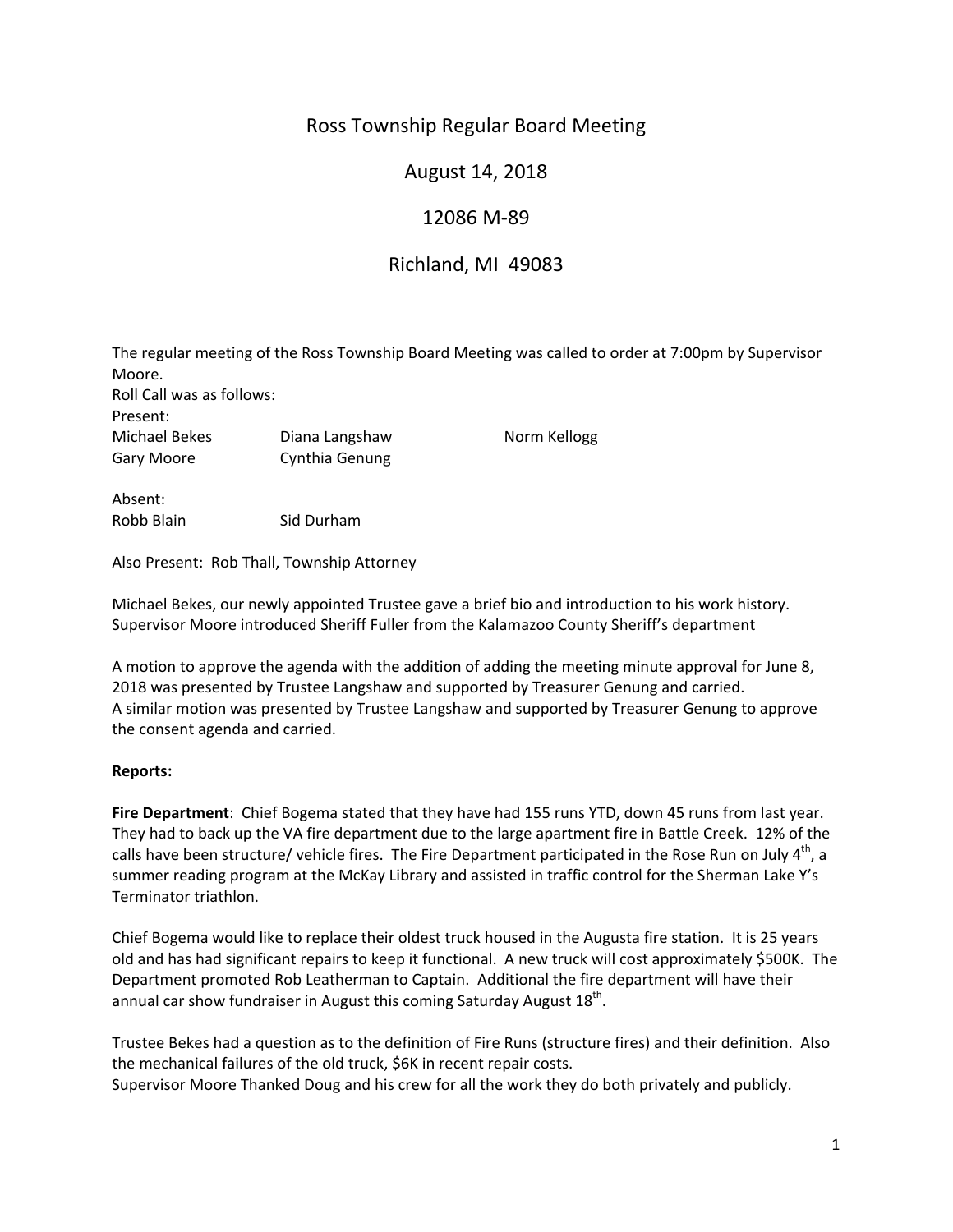# Ross Township Regular Board Meeting

## August 14, 2018

## 12086 M-89

## Richland, MI 49083

The regular meeting of the Ross Township Board Meeting was called to order at 7:00pm by Supervisor Moore.

Roll Call was as follows:

Present:

| | | |
|---|---|---|
| Michael Bekes | Diana Langshaw | Norm Kellogg |
| Gary Moore | Cynthia Genung | |

Absent:

| | |
|---|---|
| Robb Blain | Sid Durham |

Also Present: Rob Thall, Township Attorney

Michael Bekes, our newly appointed Trustee gave a brief bio and introduction to his work history.
Supervisor Moore introduced Sheriff Fuller from the Kalamazoo County Sheriff's department

A motion to approve the agenda with the addition of adding the meeting minute approval for June 8, 2018 was presented by Trustee Langshaw and supported by Treasurer Genung and carried.
A similar motion was presented by Trustee Langshaw and supported by Treasurer Genung to approve the consent agenda and carried.

**Reports:**

**Fire Department**: Chief Bogema stated that they have had 155 runs YTD, down 45 runs from last year. They had to back up the VA fire department due to the large apartment fire in Battle Creek. 12% of the calls have been structure/ vehicle fires. The Fire Department participated in the Rose Run on July 4th, a summer reading program at the McKay Library and assisted in traffic control for the Sherman Lake Y's Terminator triathlon.

Chief Bogema would like to replace their oldest truck housed in the Augusta fire station. It is 25 years old and has had significant repairs to keep it functional. A new truck will cost approximately $500K. The Department promoted Rob Leatherman to Captain. Additional the fire department will have their annual car show fundraiser in August this coming Saturday August 18th.

Trustee Bekes had a question as to the definition of Fire Runs (structure fires) and their definition. Also the mechanical failures of the old truck, $6K in recent repair costs.
Supervisor Moore Thanked Doug and his crew for all the work they do both privately and publicly.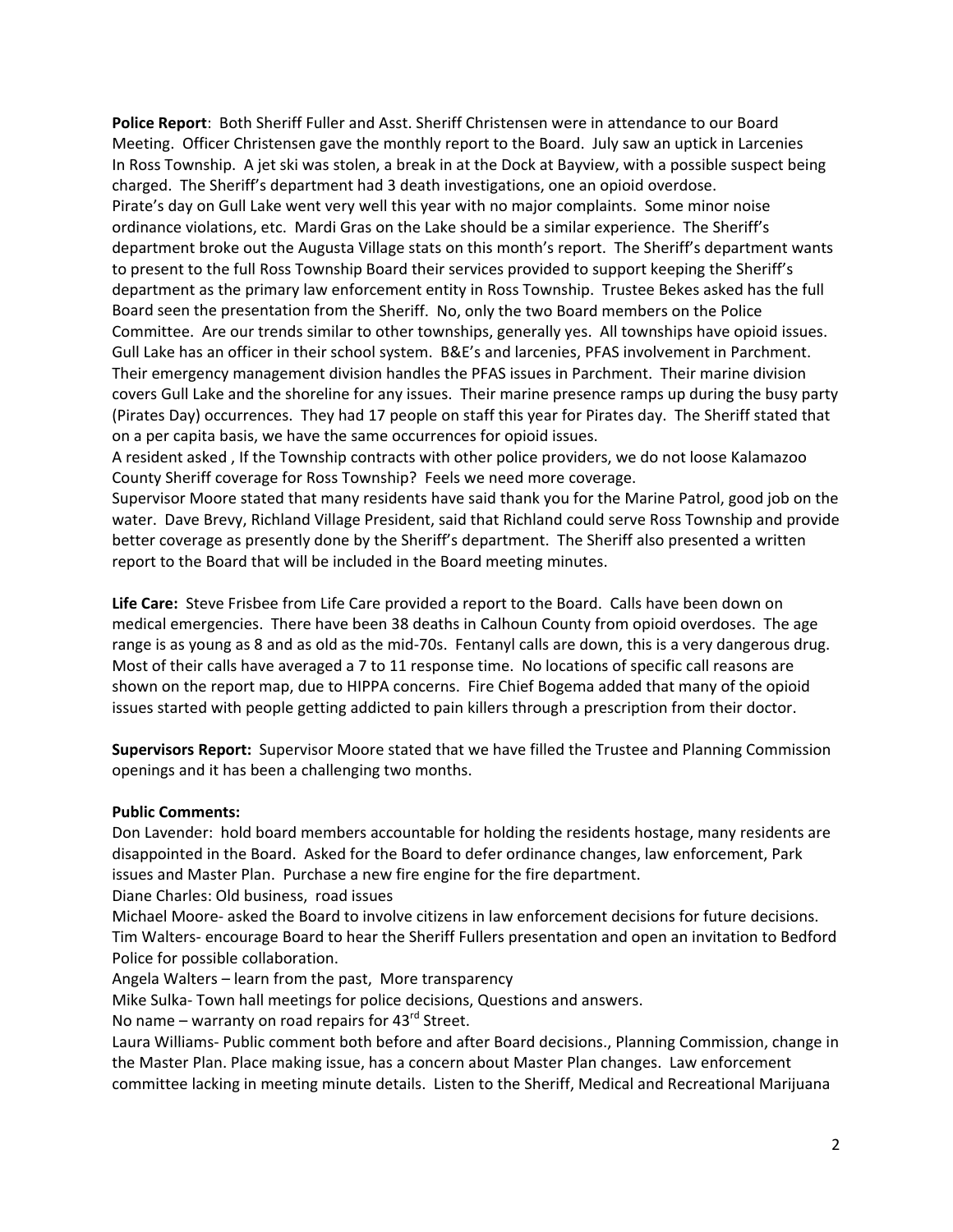**Police Report**: Both Sheriff Fuller and Asst. Sheriff Christensen were in attendance to our Board Meeting. Officer Christensen gave the monthly report to the Board. July saw an uptick in Larcenies In Ross Township. A jet ski was stolen, a break in at the Dock at Bayview, with a possible suspect being charged. The Sheriff's department had 3 death investigations, one an opioid overdose. Pirate's day on Gull Lake went very well this year with no major complaints. Some minor noise ordinance violations, etc. Mardi Gras on the Lake should be a similar experience. The Sheriff's department broke out the Augusta Village stats on this month's report. The Sheriff's department wants to present to the full Ross Township Board their services provided to support keeping the Sheriff's department as the primary law enforcement entity in Ross Township. Trustee Bekes asked has the full Board seen the presentation from the Sheriff. No, only the two Board members on the Police Committee. Are our trends similar to other townships, generally yes. All townships have opioid issues. Gull Lake has an officer in their school system. B&E's and larcenies, PFAS involvement in Parchment. Their emergency management division handles the PFAS issues in Parchment. Their marine division covers Gull Lake and the shoreline for any issues. Their marine presence ramps up during the busy party (Pirates Day) occurrences. They had 17 people on staff this year for Pirates day. The Sheriff stated that on a per capita basis, we have the same occurrences for opioid issues.
A resident asked , If the Township contracts with other police providers, we do not loose Kalamazoo County Sheriff coverage for Ross Township? Feels we need more coverage.
Supervisor Moore stated that many residents have said thank you for the Marine Patrol, good job on the water. Dave Brevy, Richland Village President, said that Richland could serve Ross Township and provide better coverage as presently done by the Sheriff's department. The Sheriff also presented a written report to the Board that will be included in the Board meeting minutes.

**Life Care:** Steve Frisbee from Life Care provided a report to the Board. Calls have been down on medical emergencies. There have been 38 deaths in Calhoun County from opioid overdoses. The age range is as young as 8 and as old as the mid-70s. Fentanyl calls are down, this is a very dangerous drug. Most of their calls have averaged a 7 to 11 response time. No locations of specific call reasons are shown on the report map, due to HIPPA concerns. Fire Chief Bogema added that many of the opioid issues started with people getting addicted to pain killers through a prescription from their doctor.

**Supervisors Report:** Supervisor Moore stated that we have filled the Trustee and Planning Commission openings and it has been a challenging two months.

**Public Comments:**
Don Lavender: hold board members accountable for holding the residents hostage, many residents are disappointed in the Board. Asked for the Board to defer ordinance changes, law enforcement, Park issues and Master Plan. Purchase a new fire engine for the fire department.
Diane Charles: Old business, road issues
Michael Moore- asked the Board to involve citizens in law enforcement decisions for future decisions.
Tim Walters- encourage Board to hear the Sheriff Fullers presentation and open an invitation to Bedford Police for possible collaboration.
Angela Walters – learn from the past, More transparency
Mike Sulka- Town hall meetings for police decisions, Questions and answers.
No name – warranty on road repairs for 43rd Street.
Laura Williams- Public comment both before and after Board decisions., Planning Commission, change in the Master Plan. Place making issue, has a concern about Master Plan changes. Law enforcement committee lacking in meeting minute details. Listen to the Sheriff, Medical and Recreational Marijuana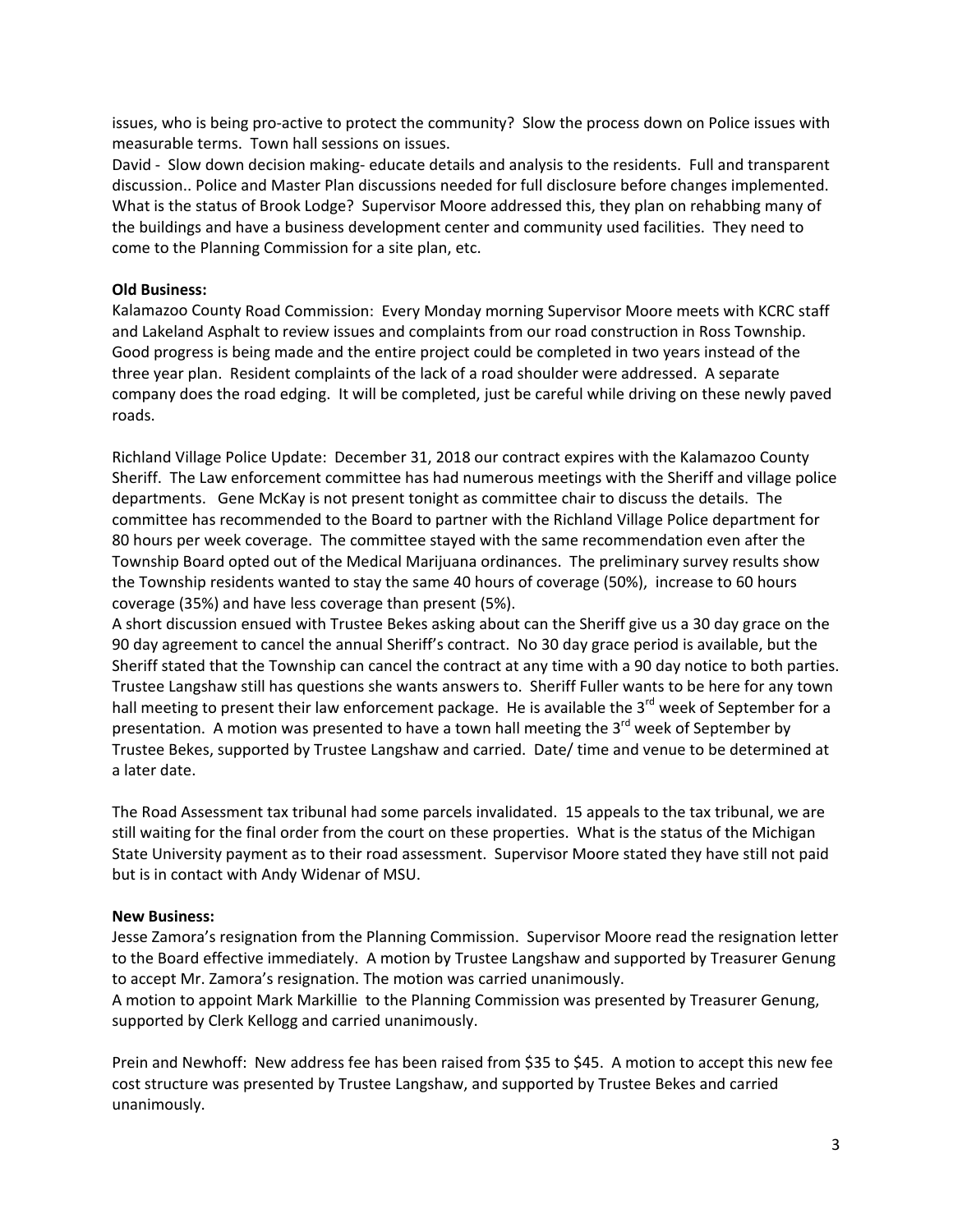issues, who is being pro-active to protect the community? Slow the process down on Police issues with measurable terms. Town hall sessions on issues.

David - Slow down decision making- educate details and analysis to the residents. Full and transparent discussion.. Police and Master Plan discussions needed for full disclosure before changes implemented. What is the status of Brook Lodge? Supervisor Moore addressed this, they plan on rehabbing many of the buildings and have a business development center and community used facilities. They need to come to the Planning Commission for a site plan, etc.

**Old Business:**

Kalamazoo County Road Commission: Every Monday morning Supervisor Moore meets with KCRC staff and Lakeland Asphalt to review issues and complaints from our road construction in Ross Township. Good progress is being made and the entire project could be completed in two years instead of the three year plan. Resident complaints of the lack of a road shoulder were addressed. A separate company does the road edging. It will be completed, just be careful while driving on these newly paved roads.

Richland Village Police Update: December 31, 2018 our contract expires with the Kalamazoo County Sheriff. The Law enforcement committee has had numerous meetings with the Sheriff and village police departments. Gene McKay is not present tonight as committee chair to discuss the details. The committee has recommended to the Board to partner with the Richland Village Police department for 80 hours per week coverage. The committee stayed with the same recommendation even after the Township Board opted out of the Medical Marijuana ordinances. The preliminary survey results show the Township residents wanted to stay the same 40 hours of coverage (50%), increase to 60 hours coverage (35%) and have less coverage than present (5%).

A short discussion ensued with Trustee Bekes asking about can the Sheriff give us a 30 day grace on the 90 day agreement to cancel the annual Sheriff's contract. No 30 day grace period is available, but the Sheriff stated that the Township can cancel the contract at any time with a 90 day notice to both parties. Trustee Langshaw still has questions she wants answers to. Sheriff Fuller wants to be here for any town hall meeting to present their law enforcement package. He is available the 3rd week of September for a presentation. A motion was presented to have a town hall meeting the 3rd week of September by Trustee Bekes, supported by Trustee Langshaw and carried. Date/ time and venue to be determined at a later date.

The Road Assessment tax tribunal had some parcels invalidated. 15 appeals to the tax tribunal, we are still waiting for the final order from the court on these properties. What is the status of the Michigan State University payment as to their road assessment. Supervisor Moore stated they have still not paid but is in contact with Andy Widenar of MSU.

**New Business:**

Jesse Zamora's resignation from the Planning Commission. Supervisor Moore read the resignation letter to the Board effective immediately. A motion by Trustee Langshaw and supported by Treasurer Genung to accept Mr. Zamora's resignation. The motion was carried unanimously.

A motion to appoint Mark Markillie to the Planning Commission was presented by Treasurer Genung, supported by Clerk Kellogg and carried unanimously.

Prein and Newhoff: New address fee has been raised from $35 to $45. A motion to accept this new fee cost structure was presented by Trustee Langshaw, and supported by Trustee Bekes and carried unanimously.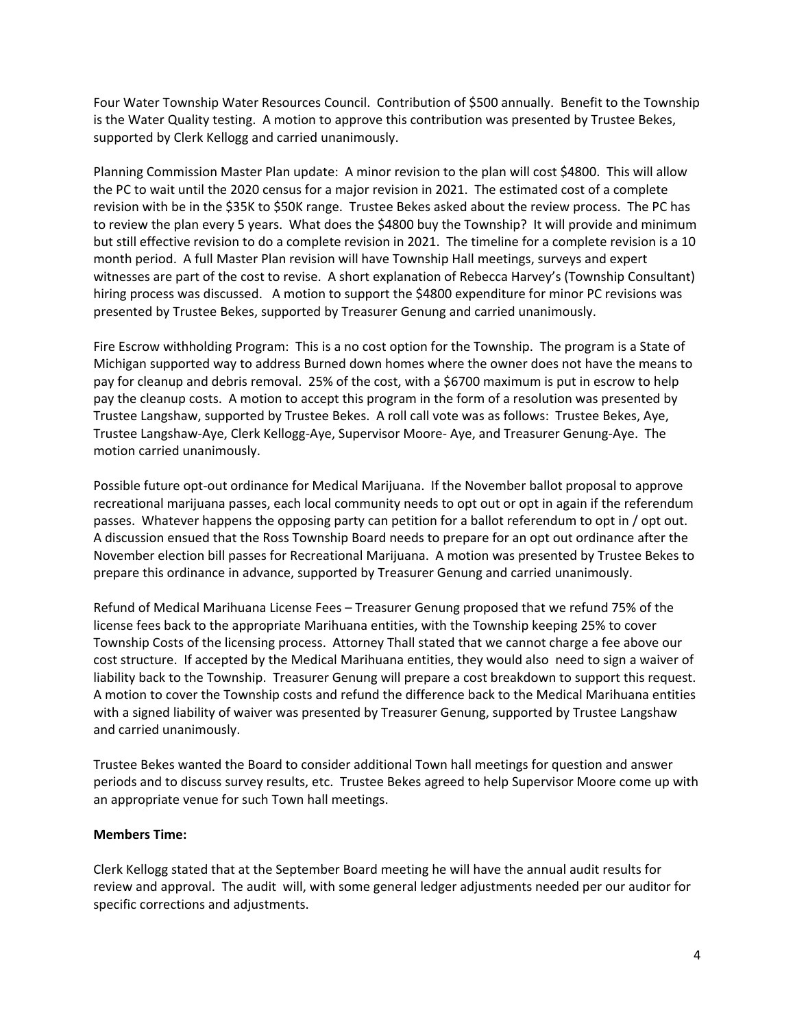Four Water Township Water Resources Council. Contribution of $500 annually. Benefit to the Township is the Water Quality testing. A motion to approve this contribution was presented by Trustee Bekes, supported by Clerk Kellogg and carried unanimously.

Planning Commission Master Plan update: A minor revision to the plan will cost $4800. This will allow the PC to wait until the 2020 census for a major revision in 2021. The estimated cost of a complete revision with be in the $35K to $50K range. Trustee Bekes asked about the review process. The PC has to review the plan every 5 years. What does the $4800 buy the Township? It will provide and minimum but still effective revision to do a complete revision in 2021. The timeline for a complete revision is a 10 month period. A full Master Plan revision will have Township Hall meetings, surveys and expert witnesses are part of the cost to revise. A short explanation of Rebecca Harvey's (Township Consultant) hiring process was discussed. A motion to support the $4800 expenditure for minor PC revisions was presented by Trustee Bekes, supported by Treasurer Genung and carried unanimously.

Fire Escrow withholding Program: This is a no cost option for the Township. The program is a State of Michigan supported way to address Burned down homes where the owner does not have the means to pay for cleanup and debris removal. 25% of the cost, with a $6700 maximum is put in escrow to help pay the cleanup costs. A motion to accept this program in the form of a resolution was presented by Trustee Langshaw, supported by Trustee Bekes. A roll call vote was as follows: Trustee Bekes, Aye, Trustee Langshaw-Aye, Clerk Kellogg-Aye, Supervisor Moore- Aye, and Treasurer Genung-Aye. The motion carried unanimously.

Possible future opt-out ordinance for Medical Marijuana. If the November ballot proposal to approve recreational marijuana passes, each local community needs to opt out or opt in again if the referendum passes. Whatever happens the opposing party can petition for a ballot referendum to opt in / opt out. A discussion ensued that the Ross Township Board needs to prepare for an opt out ordinance after the November election bill passes for Recreational Marijuana. A motion was presented by Trustee Bekes to prepare this ordinance in advance, supported by Treasurer Genung and carried unanimously.

Refund of Medical Marihuana License Fees – Treasurer Genung proposed that we refund 75% of the license fees back to the appropriate Marihuana entities, with the Township keeping 25% to cover Township Costs of the licensing process. Attorney Thall stated that we cannot charge a fee above our cost structure. If accepted by the Medical Marihuana entities, they would also need to sign a waiver of liability back to the Township. Treasurer Genung will prepare a cost breakdown to support this request. A motion to cover the Township costs and refund the difference back to the Medical Marihuana entities with a signed liability of waiver was presented by Treasurer Genung, supported by Trustee Langshaw and carried unanimously.

Trustee Bekes wanted the Board to consider additional Town hall meetings for question and answer periods and to discuss survey results, etc. Trustee Bekes agreed to help Supervisor Moore come up with an appropriate venue for such Town hall meetings.

**Members Time:**

Clerk Kellogg stated that at the September Board meeting he will have the annual audit results for review and approval. The audit will, with some general ledger adjustments needed per our auditor for specific corrections and adjustments.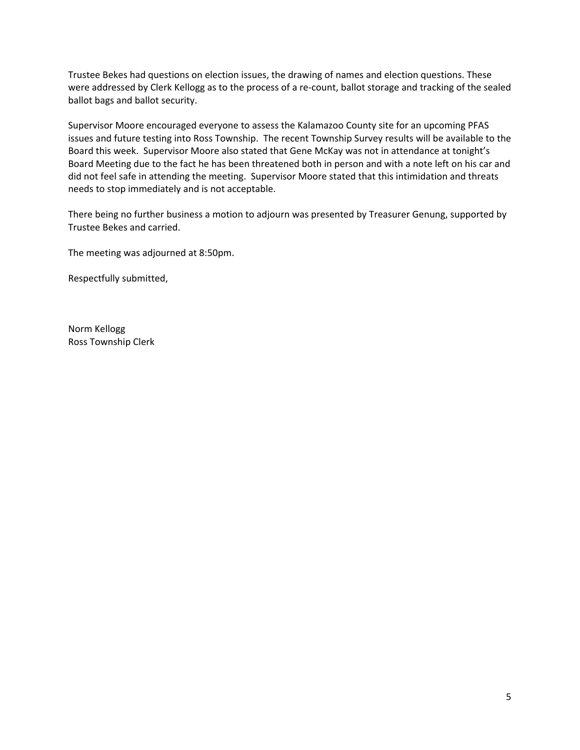Trustee Bekes had questions on election issues, the drawing of names and election questions. These were addressed by Clerk Kellogg as to the process of a re-count, ballot storage and tracking of the sealed ballot bags and ballot security.

Supervisor Moore encouraged everyone to assess the Kalamazoo County site for an upcoming PFAS issues and future testing into Ross Township. The recent Township Survey results will be available to the Board this week. Supervisor Moore also stated that Gene McKay was not in attendance at tonight's Board Meeting due to the fact he has been threatened both in person and with a note left on his car and did not feel safe in attending the meeting. Supervisor Moore stated that this intimidation and threats needs to stop immediately and is not acceptable.

There being no further business a motion to adjourn was presented by Treasurer Genung, supported by Trustee Bekes and carried.

The meeting was adjourned at 8:50pm.

Respectfully submitted,

Norm Kellogg
Ross Township Clerk